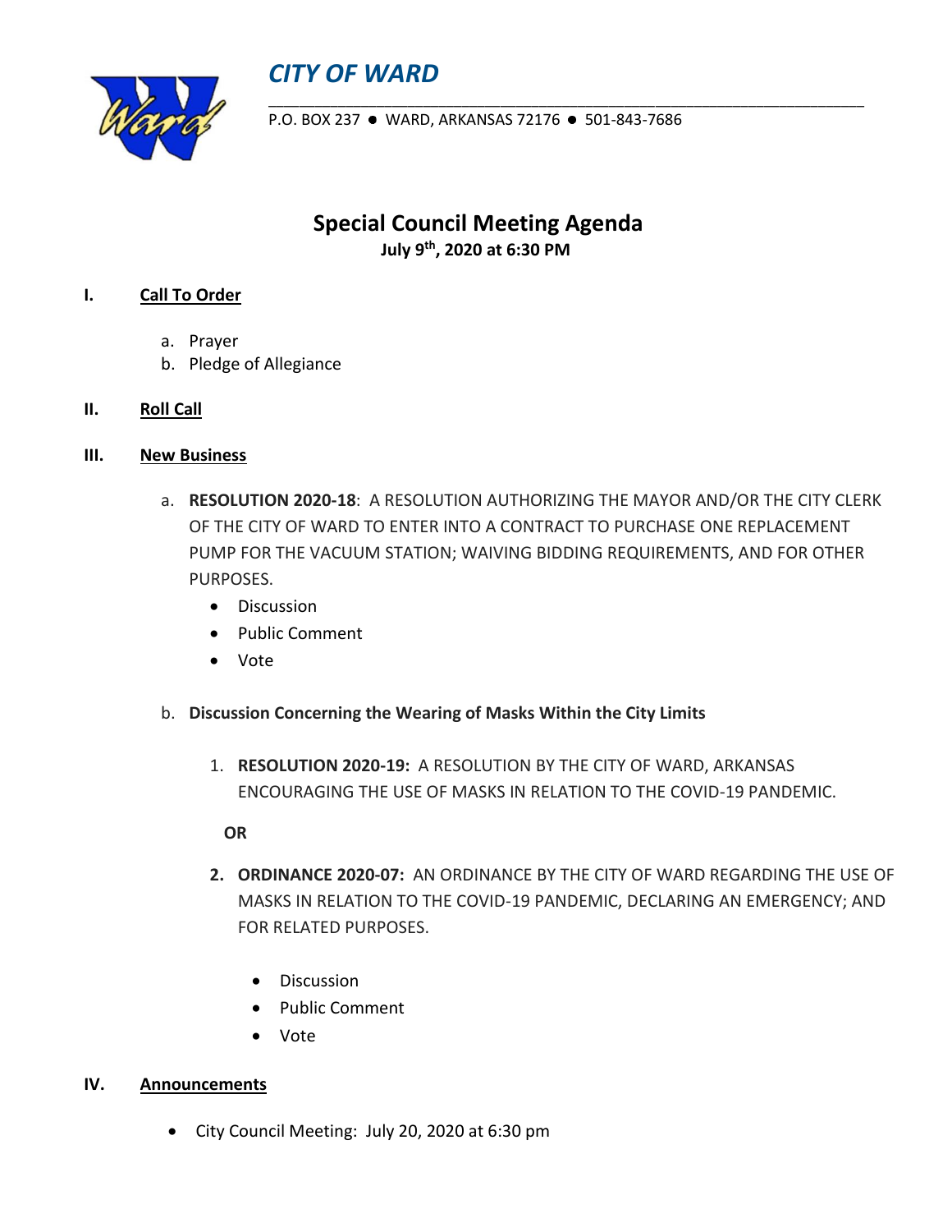# *CITY OF WARD*

P.O. BOX 237 ● WARD, ARKANSAS 72176 ● 501-843-7686

## Special Council Meeting Agenda

**July 9th, 2020 at 6:30 PM**

**I. Call To Order**

a. Prayer
b. Pledge of Allegiance

**II. Roll Call**

**III. New Business**

a. **RESOLUTION 2020-18**: A RESOLUTION AUTHORIZING THE MAYOR AND/OR THE CITY CLERK OF THE CITY OF WARD TO ENTER INTO A CONTRACT TO PURCHASE ONE REPLACEMENT PUMP FOR THE VACUUM STATION; WAIVING BIDDING REQUIREMENTS, AND FOR OTHER PURPOSES.

- Discussion
- Public Comment
- Vote

b. **Discussion Concerning the Wearing of Masks Within the City Limits**

1. **RESOLUTION 2020-19:** A RESOLUTION BY THE CITY OF WARD, ARKANSAS ENCOURAGING THE USE OF MASKS IN RELATION TO THE COVID-19 PANDEMIC.

**OR**

2. **ORDINANCE 2020-07:** AN ORDINANCE BY THE CITY OF WARD REGARDING THE USE OF MASKS IN RELATION TO THE COVID-19 PANDEMIC, DECLARING AN EMERGENCY; AND FOR RELATED PURPOSES.

- Discussion
- Public Comment
- Vote

**IV. Announcements**

- City Council Meeting: July 20, 2020 at 6:30 pm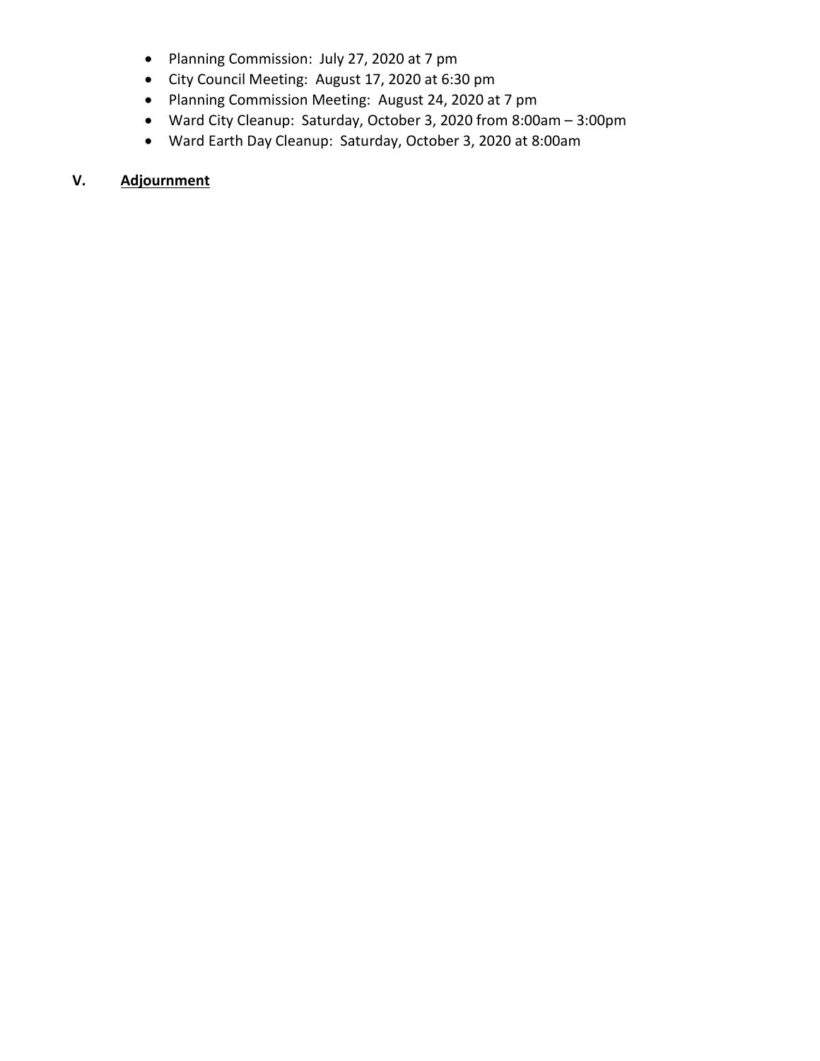- Planning Commission:  July 27, 2020 at 7 pm
- City Council Meeting:  August 17, 2020 at 6:30 pm
- Planning Commission Meeting:  August 24, 2020 at 7 pm
- Ward City Cleanup:  Saturday, October 3, 2020 from 8:00am – 3:00pm
- Ward Earth Day Cleanup:  Saturday, October 3, 2020 at 8:00am

## V. <u>Adjournment</u>